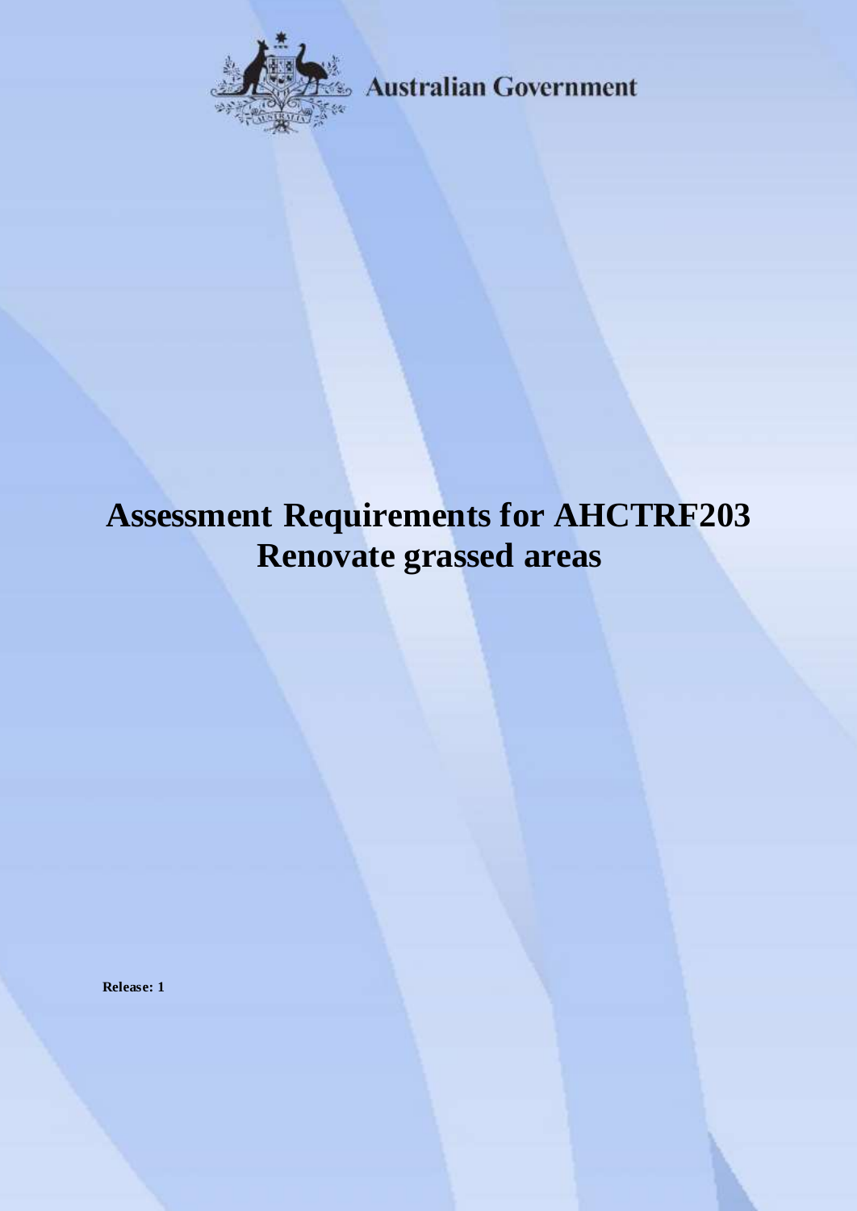Australian Government

# Assessment Requirements for AHCTRF203 Renovate grassed areas

**Release: 1**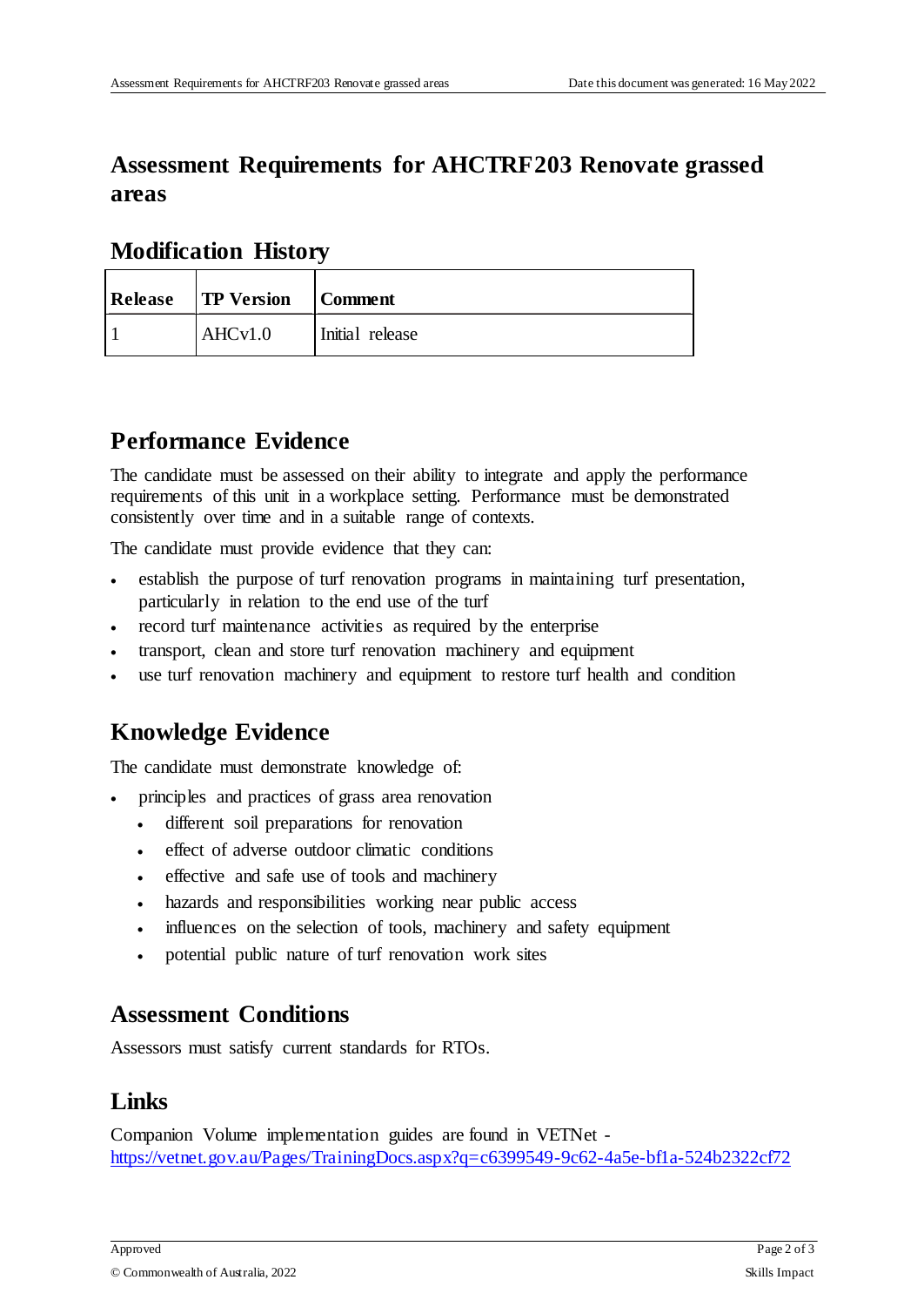# Assessment Requirements for AHCTRF203 Renovate grassed areas

## Modification History

| Release | TP Version | Comment |
|---|---|---|
| 1 | AHCv1.0 | Initial release |

## Performance Evidence

The candidate must be assessed on their ability to integrate and apply the performance requirements of this unit in a workplace setting. Performance must be demonstrated consistently over time and in a suitable range of contexts.

The candidate must provide evidence that they can:

- establish the purpose of turf renovation programs in maintaining turf presentation, particularly in relation to the end use of the turf
- record turf maintenance activities as required by the enterprise
- transport, clean and store turf renovation machinery and equipment
- use turf renovation machinery and equipment to restore turf health and condition

## Knowledge Evidence

The candidate must demonstrate knowledge of:

- principles and practices of grass area renovation
  - different soil preparations for renovation
  - effect of adverse outdoor climatic conditions
  - effective and safe use of tools and machinery
  - hazards and responsibilities working near public access
  - influences on the selection of tools, machinery and safety equipment
  - potential public nature of turf renovation work sites

## Assessment Conditions

Assessors must satisfy current standards for RTOs.

## Links

Companion Volume implementation guides are found in VETNet - https://vetnet.gov.au/Pages/TrainingDocs.aspx?q=c6399549-9c62-4a5e-bf1a-524b2322cf72